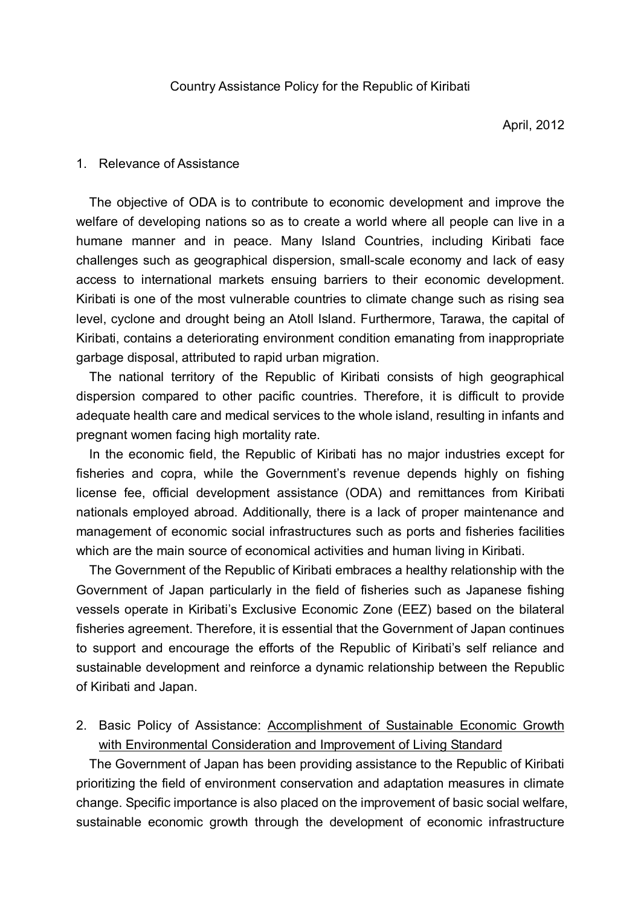# Country Assistance Policy for the Republic of Kiribati

April, 2012

## 1. Relevance of Assistance

The objective of ODA is to contribute to economic development and improve the welfare of developing nations so as to create a world where all people can live in a humane manner and in peace. Many Island Countries, including Kiribati face challenges such as geographical dispersion, small-scale economy and lack of easy access to international markets ensuing barriers to their economic development. Kiribati is one of the most vulnerable countries to climate change such as rising sea level, cyclone and drought being an Atoll Island. Furthermore, Tarawa, the capital of Kiribati, contains a deteriorating environment condition emanating from inappropriate garbage disposal, attributed to rapid urban migration.

The national territory of the Republic of Kiribati consists of high geographical dispersion compared to other pacific countries. Therefore, it is difficult to provide adequate health care and medical services to the whole island, resulting in infants and pregnant women facing high mortality rate.

In the economic field, the Republic of Kiribati has no major industries except for fisheries and copra, while the Government's revenue depends highly on fishing license fee, official development assistance (ODA) and remittances from Kiribati nationals employed abroad. Additionally, there is a lack of proper maintenance and management of economic social infrastructures such as ports and fisheries facilities which are the main source of economical activities and human living in Kiribati.

The Government of the Republic of Kiribati embraces a healthy relationship with the Government of Japan particularly in the field of fisheries such as Japanese fishing vessels operate in Kiribati's Exclusive Economic Zone (EEZ) based on the bilateral fisheries agreement. Therefore, it is essential that the Government of Japan continues to support and encourage the efforts of the Republic of Kiribati's self reliance and sustainable development and reinforce a dynamic relationship between the Republic of Kiribati and Japan.

## 2. Basic Policy of Assistance: Accomplishment of Sustainable Economic Growth with Environmental Consideration and Improvement of Living Standard

The Government of Japan has been providing assistance to the Republic of Kiribati prioritizing the field of environment conservation and adaptation measures in climate change. Specific importance is also placed on the improvement of basic social welfare, sustainable economic growth through the development of economic infrastructure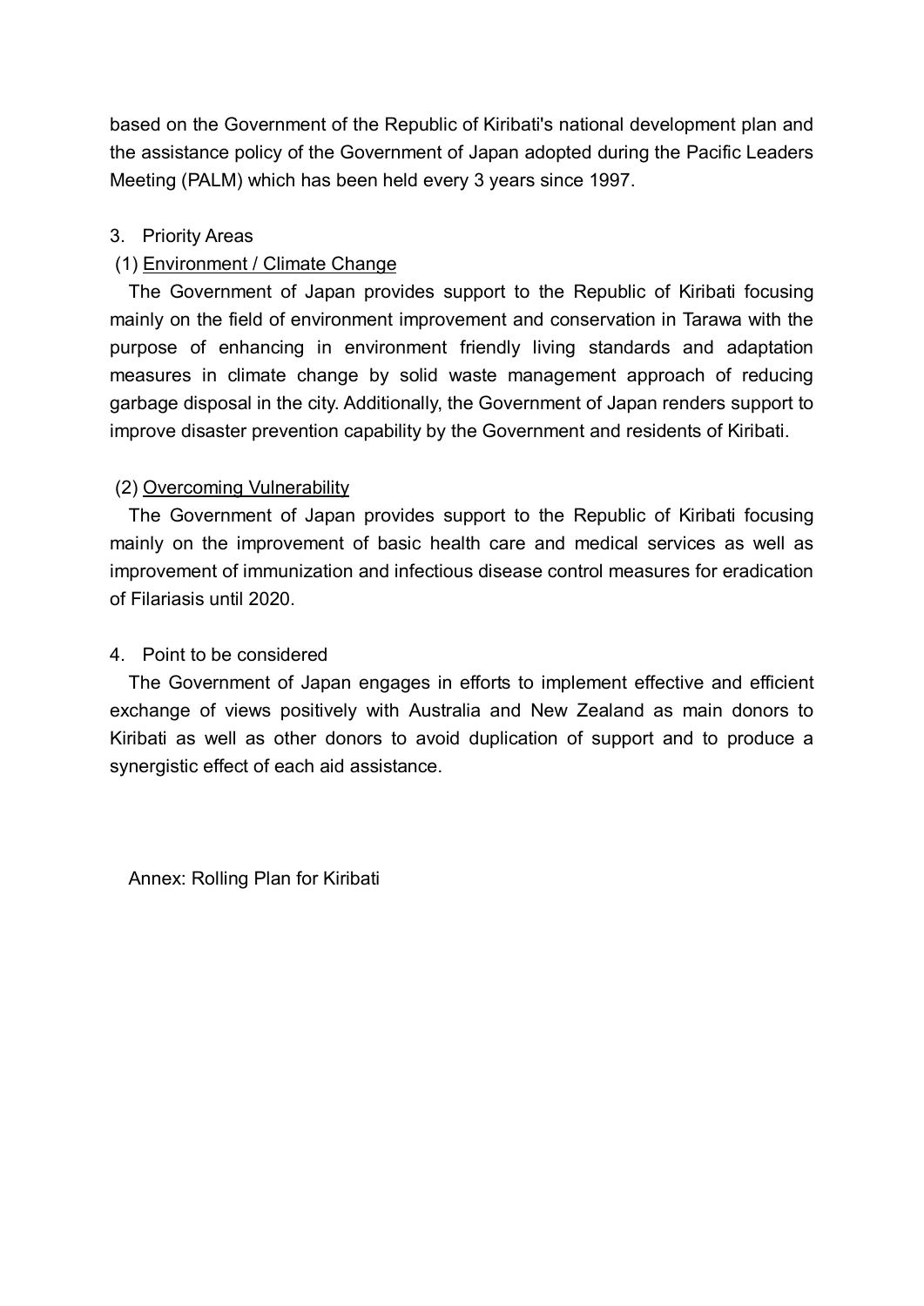based on the Government of the Republic of Kiribati's national development plan and the assistance policy of the Government of Japan adopted during the Pacific Leaders Meeting (PALM) which has been held every 3 years since 1997.

3. Priority Areas

(1) Environment / Climate Change

The Government of Japan provides support to the Republic of Kiribati focusing mainly on the field of environment improvement and conservation in Tarawa with the purpose of enhancing in environment friendly living standards and adaptation measures in climate change by solid waste management approach of reducing garbage disposal in the city. Additionally, the Government of Japan renders support to improve disaster prevention capability by the Government and residents of Kiribati.

(2) Overcoming Vulnerability

The Government of Japan provides support to the Republic of Kiribati focusing mainly on the improvement of basic health care and medical services as well as improvement of immunization and infectious disease control measures for eradication of Filariasis until 2020.

4. Point to be considered

The Government of Japan engages in efforts to implement effective and efficient exchange of views positively with Australia and New Zealand as main donors to Kiribati as well as other donors to avoid duplication of support and to produce a synergistic effect of each aid assistance.

Annex: Rolling Plan for Kiribati